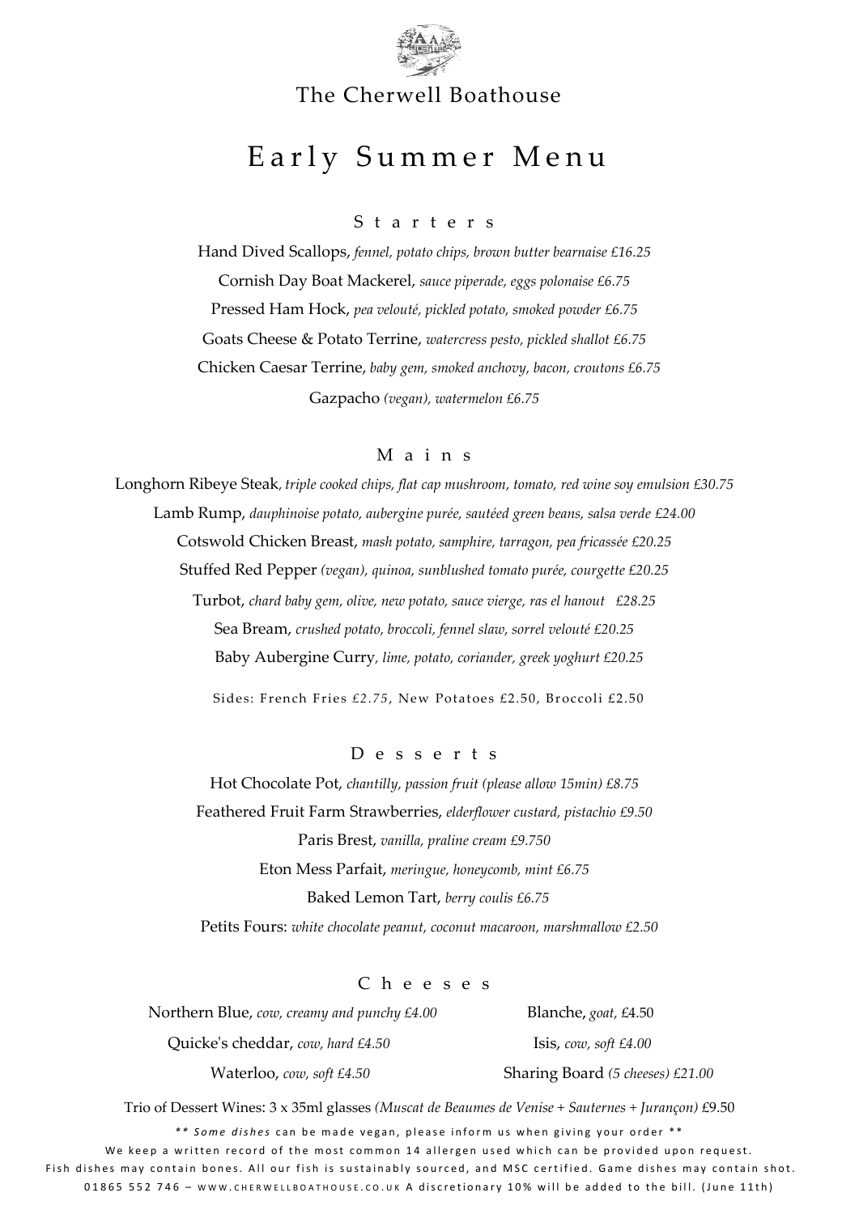# The Cherwell Boathouse

## Early Summer Menu

### Starters

Hand Dived Scallops, *fennel, potato chips, brown butter bearnaise £16.25*

Cornish Day Boat Mackerel, *sauce piperade, eggs polonaise £6.75*

Pressed Ham Hock, *pea velouté, pickled potato, smoked powder £6.75*

Goats Cheese & Potato Terrine, *watercress pesto, pickled shallot £6.75*

Chicken Caesar Terrine, *baby gem, smoked anchovy, bacon, croutons £6.75*

Gazpacho *(vegan), watermelon £6.75*

### Mains

Longhorn Ribeye Steak*, triple cooked chips, flat cap mushroom, tomato, red wine soy emulsion £30.75*

Lamb Rump, *dauphinoise potato, aubergine purée, sautéed green beans, salsa verde £24.00*

Cotswold Chicken Breast, *mash potato, samphire, tarragon, pea fricassée £20.25*

Stuffed Red Pepper *(vegan), quinoa, sunblushed tomato purée, courgette £20.25*

Turbot, *chard baby gem, olive, new potato, sauce vierge, ras el hanout £28.25*

Sea Bream, *crushed potato, broccoli, fennel slaw, sorrel velouté £20.25*

Baby Aubergine Curry, *lime, potato, coriander, greek yoghurt £20.25*

Sides: French Fries *£2.75*, New Potatoes £2.50, Broccoli £2.50

### Desserts

Hot Chocolate Pot, *chantilly, passion fruit (please allow 15min) £8.75*

Feathered Fruit Farm Strawberries, *elderflower custard, pistachio £9.50*

Paris Brest, *vanilla, praline cream £9.750*

Eton Mess Parfait, *meringue, honeycomb, mint £6.75*

Baked Lemon Tart, *berry coulis £6.75*

Petits Fours: *white chocolate peanut, coconut macaroon, marshmallow £2.50*

### Cheeses

Northern Blue, *cow, creamy and punchy £4.00*

Quicke's cheddar, *cow, hard £4.50*

Waterloo, *cow, soft £4.50*

Blanche, *goat,* £4.50

Isis, *cow, soft £4.00*

Sharing Board *(5 cheeses) £21.00*

Trio of Dessert Wines: 3 x 35ml glasses *(Muscat de Beaumes de Venise + Sauternes + Jurançon)* £9.50

** *Some dishes* can be made vegan, please inform us when giving your order **

We keep a written record of the most common 14 allergen used which can be provided upon request.

Fish dishes may contain bones. All our fish is sustainably sourced, and MSC certified. Game dishes may contain shot.

01865 552 746 – www.cherwellboathouse.co.uk A discretionary 10% will be added to the bill. (June 11th)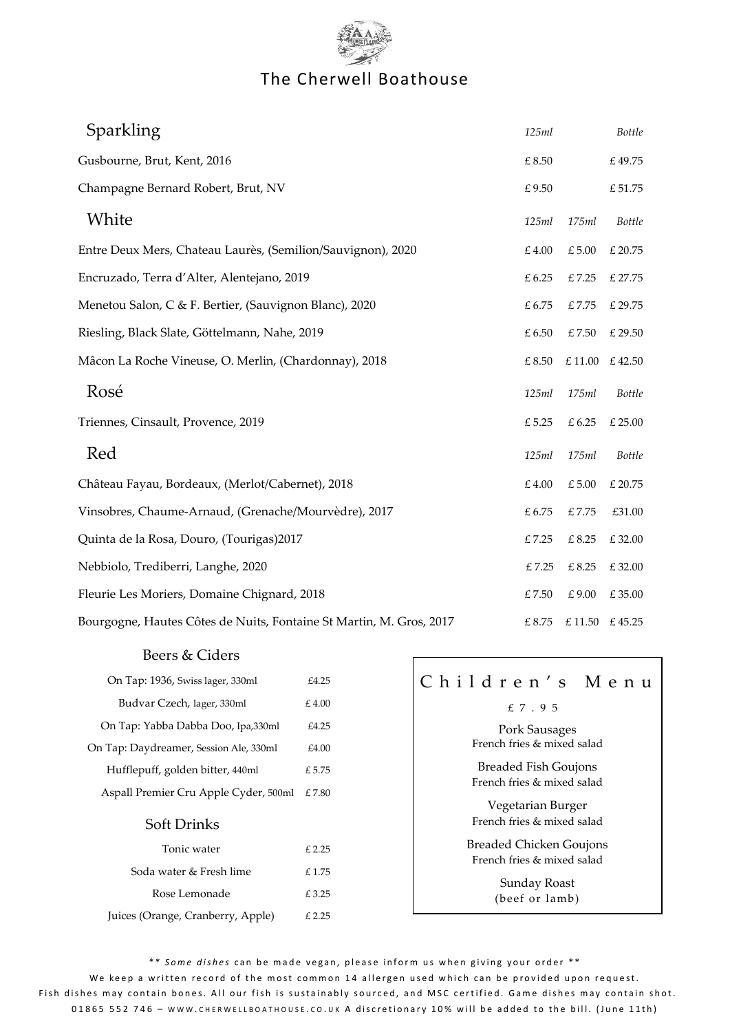# The Cherwell Boathouse

## Sparkling

| Sparkling | *125ml* | *Bottle* |
|---|---|---|
| Gusbourne, Brut, Kent, 2016 | £ 8.50 | £ 49.75 |
| Champagne Bernard Robert, Brut, NV | £ 9.50 | £ 51.75 |

## White

| White | *125ml* | *175ml* | *Bottle* |
|---|---|---|---|
| Entre Deux Mers, Chateau Laurès, (Semilion/Sauvignon), 2020 | £ 4.00 | £ 5.00 | £ 20.75 |
| Encruzado, Terra d'Alter, Alentejano, 2019 | £ 6.25 | £ 7.25 | £ 27.75 |
| Menetou Salon, C & F. Bertier, (Sauvignon Blanc), 2020 | £ 6.75 | £ 7.75 | £ 29.75 |
| Riesling, Black Slate, Göttelmann, Nahe, 2019 | £ 6.50 | £ 7.50 | £ 29.50 |
| Mâcon La Roche Vineuse, O. Merlin, (Chardonnay), 2018 | £ 8.50 | £ 11.00 | £ 42.50 |

## Rosé

| Rosé | *125ml* | *175ml* | *Bottle* |
|---|---|---|---|
| Triennes, Cinsault, Provence, 2019 | £ 5.25 | £ 6.25 | £ 25.00 |

## Red

| Red | *125ml* | *175ml* | *Bottle* |
|---|---|---|---|
| Château Fayau, Bordeaux, (Merlot/Cabernet), 2018 | £ 4.00 | £ 5.00 | £ 20.75 |
| Vinsobres, Chaume-Arnaud, (Grenache/Mourvèdre), 2017 | £ 6.75 | £ 7.75 | £31.00 |
| Quinta de la Rosa, Douro, (Tourigas)2017 | £ 7.25 | £ 8.25 | £ 32.00 |
| Nebbiolo, Trediberri, Langhe, 2020 | £ 7.25 | £ 8.25 | £ 32.00 |
| Fleurie Les Moriers, Domaine Chignard, 2018 | £ 7.50 | £ 9.00 | £ 35.00 |
| Bourgogne, Hautes Côtes de Nuits, Fontaine St Martin, M. Gros, 2017 | £ 8.75 | £ 11.50 | £ 45.25 |

## Beers & Ciders

| | |
|---|---|
| On Tap: 1936, Swiss lager, 330ml | £4.25 |
| Budvar Czech, lager, 330ml | £ 4.00 |
| On Tap: Yabba Dabba Doo, Ipa,330ml | £4.25 |
| On Tap: Daydreamer, Session Ale, 330ml | £4.00 |
| Hufflepuff, golden bitter, 440ml | £ 5.75 |
| Aspall Premier Cru Apple Cyder, 500ml | £ 7.80 |

## Soft Drinks

| | |
|---|---|
| Tonic water | £ 2.25 |
| Soda water & Fresh lime | £ 1.75 |
| Rose Lemonade | £ 3.25 |
| Juices (Orange, Cranberry, Apple) | £ 2.25 |

## Children's Menu

£ 7.95

Pork Sausages
French fries & mixed salad

Breaded Fish Goujons
French fries & mixed salad

Vegetarian Burger
French fries & mixed salad

Breaded Chicken Goujons
French fries & mixed salad

Sunday Roast
(beef or lamb)

*** Some dishes* can be made vegan, please inform us when giving your order **

We keep a written record of the most common 14 allergen used which can be provided upon request.

Fish dishes may contain bones. All our fish is sustainably sourced, and MSC certified. Game dishes may contain shot.

01865 552 746 – WWW.CHERWELLBOATHOUSE.CO.UK A discretionary 10% will be added to the bill. (June 11th)